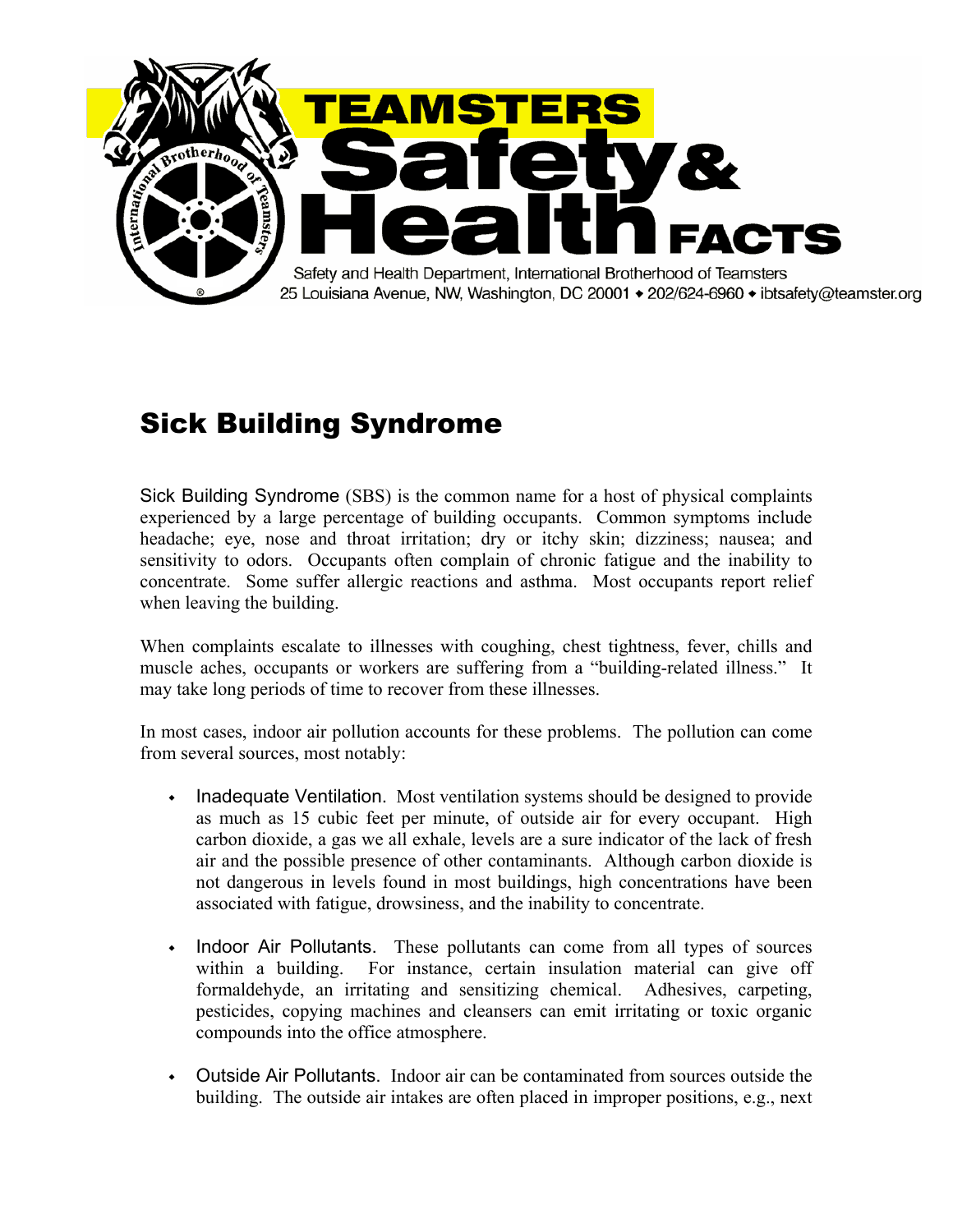# TEAMSTERS Safety & Health FACTS

Safety and Health Department, International Brotherhood of Teamsters
25 Louisiana Avenue, NW, Washington, DC 20001 ◆ 202/624-6960 ◆ ibtsafety@teamster.org

## Sick Building Syndrome

Sick Building Syndrome (SBS) is the common name for a host of physical complaints experienced by a large percentage of building occupants. Common symptoms include headache; eye, nose and throat irritation; dry or itchy skin; dizziness; nausea; and sensitivity to odors. Occupants often complain of chronic fatigue and the inability to concentrate. Some suffer allergic reactions and asthma. Most occupants report relief when leaving the building.

When complaints escalate to illnesses with coughing, chest tightness, fever, chills and muscle aches, occupants or workers are suffering from a "building-related illness." It may take long periods of time to recover from these illnesses.

In most cases, indoor air pollution accounts for these problems. The pollution can come from several sources, most notably:

- Inadequate Ventilation. Most ventilation systems should be designed to provide as much as 15 cubic feet per minute, of outside air for every occupant. High carbon dioxide, a gas we all exhale, levels are a sure indicator of the lack of fresh air and the possible presence of other contaminants. Although carbon dioxide is not dangerous in levels found in most buildings, high concentrations have been associated with fatigue, drowsiness, and the inability to concentrate.

- Indoor Air Pollutants. These pollutants can come from all types of sources within a building. For instance, certain insulation material can give off formaldehyde, an irritating and sensitizing chemical. Adhesives, carpeting, pesticides, copying machines and cleansers can emit irritating or toxic organic compounds into the office atmosphere.

- Outside Air Pollutants. Indoor air can be contaminated from sources outside the building. The outside air intakes are often placed in improper positions, e.g., next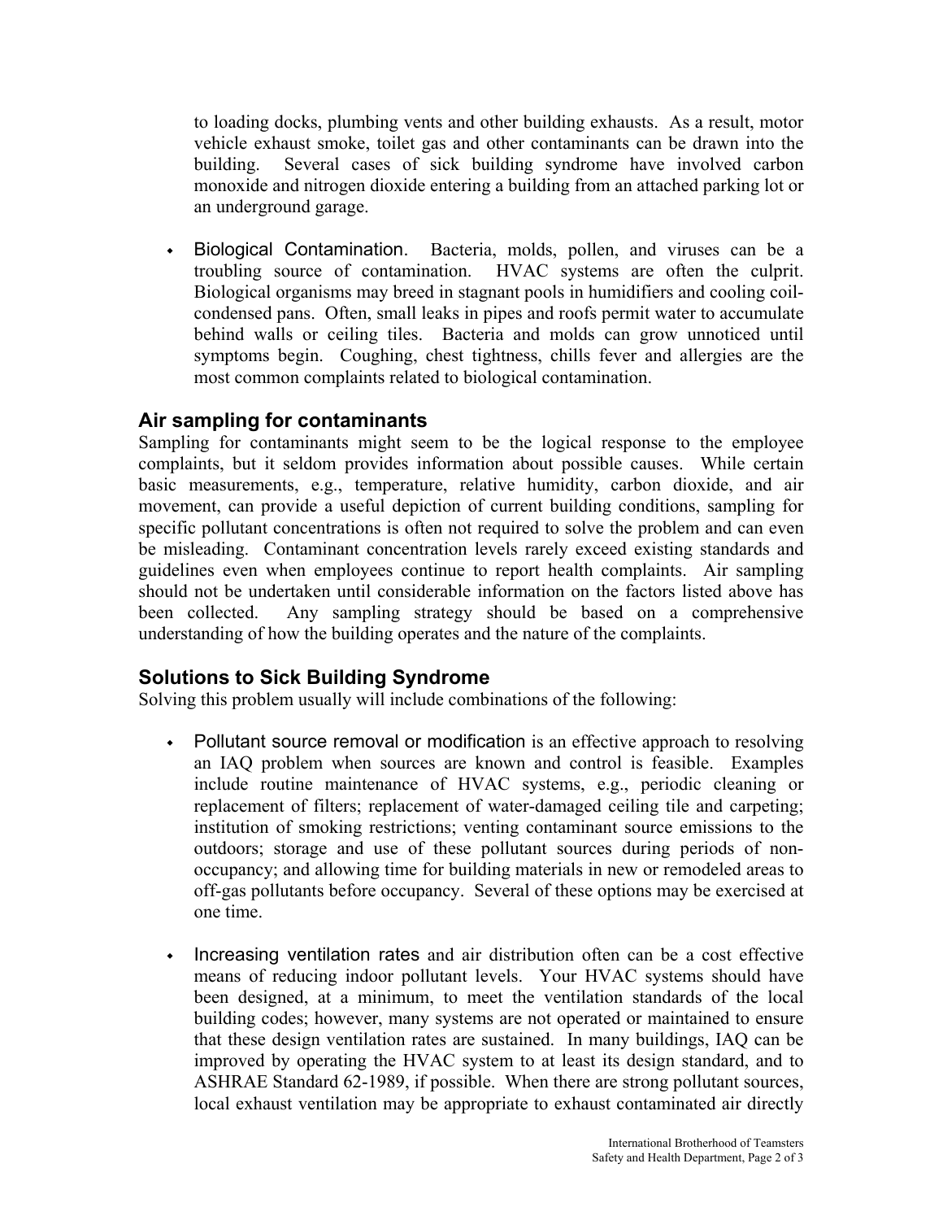to loading docks, plumbing vents and other building exhausts. As a result, motor vehicle exhaust smoke, toilet gas and other contaminants can be drawn into the building. Several cases of sick building syndrome have involved carbon monoxide and nitrogen dioxide entering a building from an attached parking lot or an underground garage.

- Biological Contamination. Bacteria, molds, pollen, and viruses can be a troubling source of contamination. HVAC systems are often the culprit. Biological organisms may breed in stagnant pools in humidifiers and cooling coil-condensed pans. Often, small leaks in pipes and roofs permit water to accumulate behind walls or ceiling tiles. Bacteria and molds can grow unnoticed until symptoms begin. Coughing, chest tightness, chills fever and allergies are the most common complaints related to biological contamination.

## Air sampling for contaminants

Sampling for contaminants might seem to be the logical response to the employee complaints, but it seldom provides information about possible causes. While certain basic measurements, e.g., temperature, relative humidity, carbon dioxide, and air movement, can provide a useful depiction of current building conditions, sampling for specific pollutant concentrations is often not required to solve the problem and can even be misleading. Contaminant concentration levels rarely exceed existing standards and guidelines even when employees continue to report health complaints. Air sampling should not be undertaken until considerable information on the factors listed above has been collected. Any sampling strategy should be based on a comprehensive understanding of how the building operates and the nature of the complaints.

## Solutions to Sick Building Syndrome

Solving this problem usually will include combinations of the following:

- Pollutant source removal or modification is an effective approach to resolving an IAQ problem when sources are known and control is feasible. Examples include routine maintenance of HVAC systems, e.g., periodic cleaning or replacement of filters; replacement of water-damaged ceiling tile and carpeting; institution of smoking restrictions; venting contaminant source emissions to the outdoors; storage and use of these pollutant sources during periods of non-occupancy; and allowing time for building materials in new or remodeled areas to off-gas pollutants before occupancy. Several of these options may be exercised at one time.

- Increasing ventilation rates and air distribution often can be a cost effective means of reducing indoor pollutant levels. Your HVAC systems should have been designed, at a minimum, to meet the ventilation standards of the local building codes; however, many systems are not operated or maintained to ensure that these design ventilation rates are sustained. In many buildings, IAQ can be improved by operating the HVAC system to at least its design standard, and to ASHRAE Standard 62-1989, if possible. When there are strong pollutant sources, local exhaust ventilation may be appropriate to exhaust contaminated air directly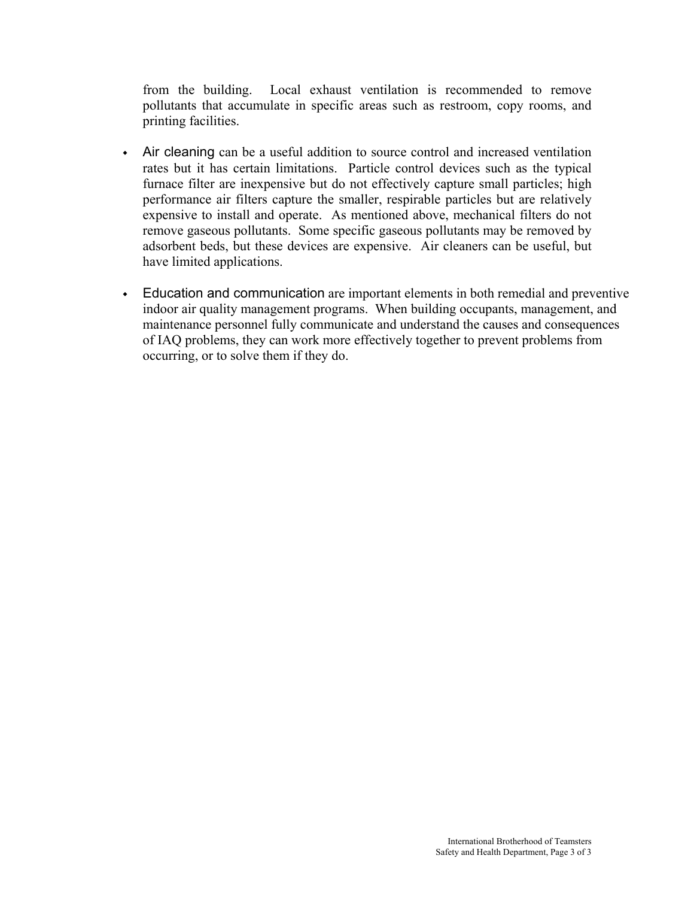from the building. Local exhaust ventilation is recommended to remove pollutants that accumulate in specific areas such as restroom, copy rooms, and printing facilities.

- Air cleaning can be a useful addition to source control and increased ventilation rates but it has certain limitations. Particle control devices such as the typical furnace filter are inexpensive but do not effectively capture small particles; high performance air filters capture the smaller, respirable particles but are relatively expensive to install and operate. As mentioned above, mechanical filters do not remove gaseous pollutants. Some specific gaseous pollutants may be removed by adsorbent beds, but these devices are expensive. Air cleaners can be useful, but have limited applications.

- Education and communication are important elements in both remedial and preventive indoor air quality management programs. When building occupants, management, and maintenance personnel fully communicate and understand the causes and consequences of IAQ problems, they can work more effectively together to prevent problems from occurring, or to solve them if they do.